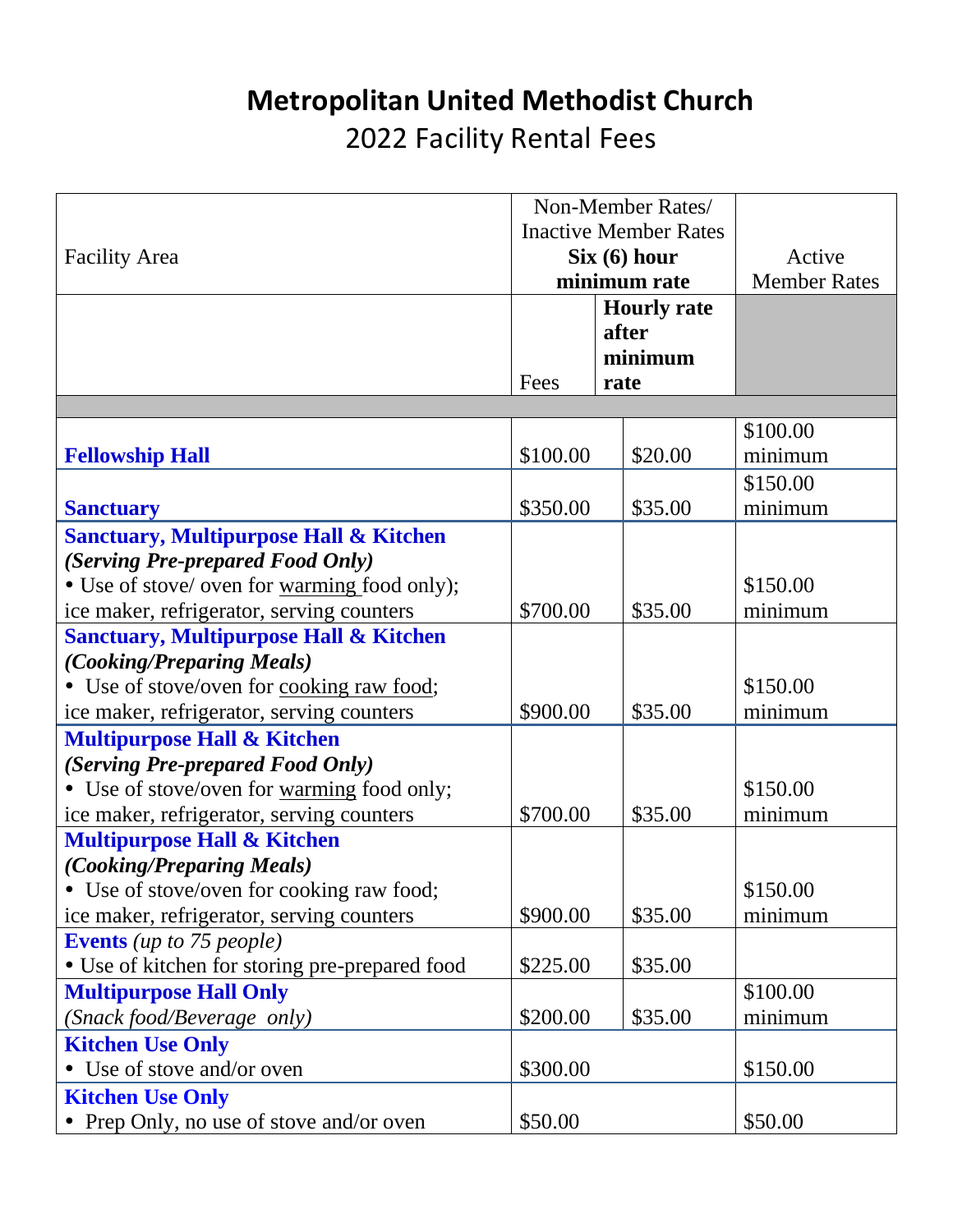# Metropolitan United Methodist Church

## 2022 Facility Rental Fees

| Facility Area | Non-Member Rates/ Inactive Member Rates **Six (6) hour minimum rate** | | Active Member Rates |
|---|---|---|---|
| | Fees | **Hourly rate after minimum rate** | |
| **Fellowship Hall** | $100.00 | $20.00 | $100.00 minimum |
| **Sanctuary** | $350.00 | $35.00 | $150.00 minimum |
| **Sanctuary, Multipurpose Hall & Kitchen** ***(Serving Pre-prepared Food Only)*** • Use of stove/ oven for warming food only); ice maker, refrigerator, serving counters | $700.00 | $35.00 | $150.00 minimum |
| **Sanctuary, Multipurpose Hall & Kitchen** ***(Cooking/Preparing Meals)*** • Use of stove/oven for cooking raw food; ice maker, refrigerator, serving counters | $900.00 | $35.00 | $150.00 minimum |
| **Multipurpose Hall & Kitchen** ***(Serving Pre-prepared Food Only)*** • Use of stove/oven for warming food only; ice maker, refrigerator, serving counters | $700.00 | $35.00 | $150.00 minimum |
| **Multipurpose Hall & Kitchen** ***(Cooking/Preparing Meals)*** • Use of stove/oven for cooking raw food; ice maker, refrigerator, serving counters | $900.00 | $35.00 | $150.00 minimum |
| **Events** *(up to 75 people)* • Use of kitchen for storing pre-prepared food | $225.00 | $35.00 | |
| **Multipurpose Hall Only** *(Snack food/Beverage only)* | $200.00 | $35.00 | $100.00 minimum |
| **Kitchen Use Only** • Use of stove and/or oven | $300.00 | | $150.00 |
| **Kitchen Use Only** • Prep Only, no use of stove and/or oven | $50.00 | | $50.00 |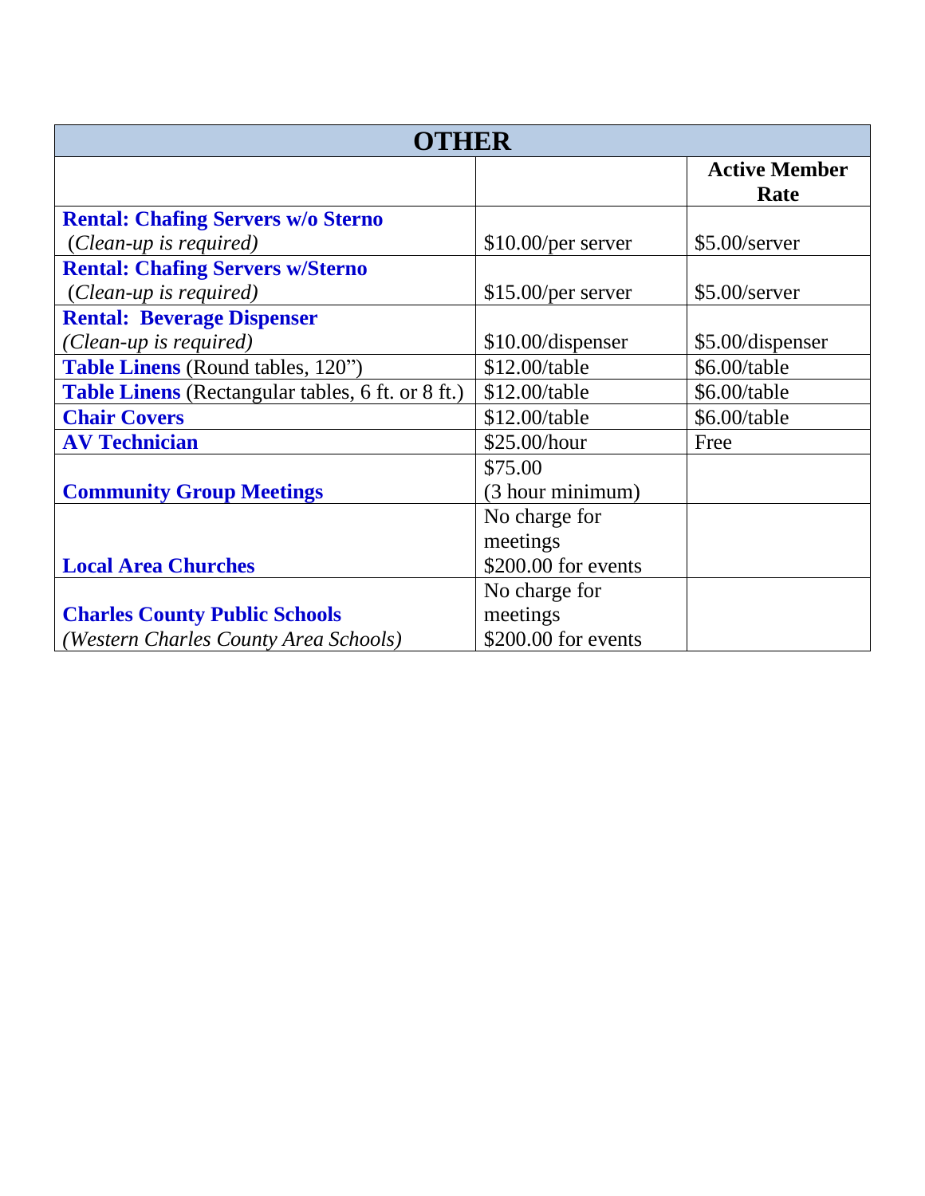| OTHER | | |
|---|---|---|
| | | **Active Member Rate** |
| **Rental: Chafing Servers w/o Sterno** (*Clean-up is required)* | $10.00/per server | $5.00/server |
| **Rental: Chafing Servers w/Sterno** (*Clean-up is required)* | $15.00/per server | $5.00/server |
| **Rental: Beverage Dispenser** *(Clean-up is required)* | $10.00/dispenser | $5.00/dispenser |
| **Table Linens** (Round tables, 120") | $12.00/table | $6.00/table |
| **Table Linens** (Rectangular tables, 6 ft. or 8 ft.) | $12.00/table | $6.00/table |
| **Chair Covers** | $12.00/table | $6.00/table |
| **AV Technician** | $25.00/hour | Free |
| **Community Group Meetings** | $75.00 (3 hour minimum) | |
| **Local Area Churches** | No charge for meetings $200.00 for events | |
| **Charles County Public Schools** *(Western Charles County Area Schools)* | No charge for meetings $200.00 for events | |